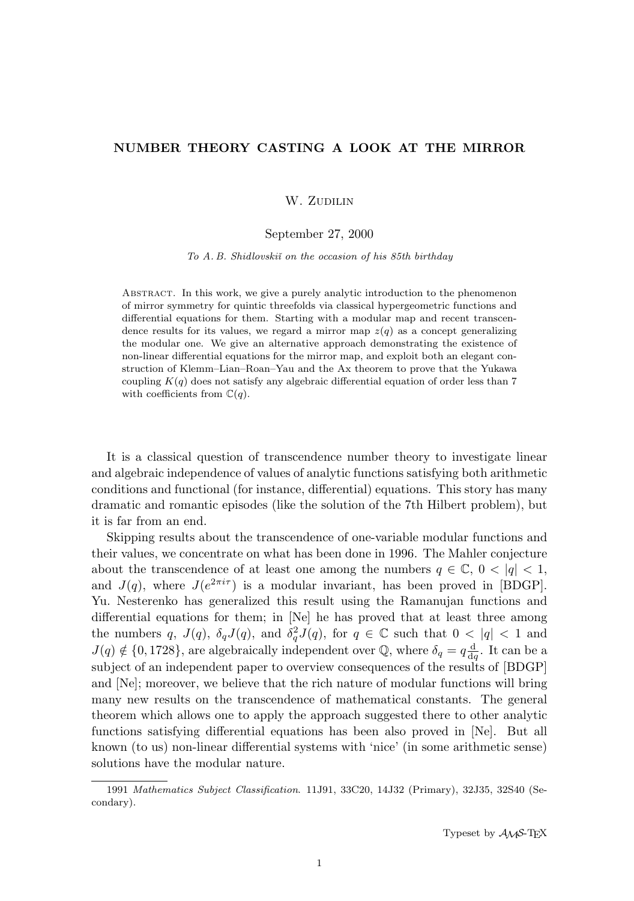# NUMBER THEORY CASTING A LOOK AT THE MIRROR

W. Zudilin

September 27, 2000

*To A. B. Shidlovskiĭ on the occasion of his 85th birthday*

Abstract. In this work, we give a purely analytic introduction to the phenomenon of mirror symmetry for quintic threefolds via classical hypergeometric functions and differential equations for them. Starting with a modular map and recent transcendence results for its values, we regard a mirror map $z(q)$ as a concept generalizing the modular one. We give an alternative approach demonstrating the existence of non-linear differential equations for the mirror map, and exploit both an elegant construction of Klemm–Lian–Roan–Yau and the Ax theorem to prove that the Yukawa coupling $K(q)$ does not satisfy any algebraic differential equation of order less than 7 with coefficients from $\mathbb{C}(q)$.

It is a classical question of transcendence number theory to investigate linear and algebraic independence of values of analytic functions satisfying both arithmetic conditions and functional (for instance, differential) equations. This story has many dramatic and romantic episodes (like the solution of the 7th Hilbert problem), but it is far from an end.

Skipping results about the transcendence of one-variable modular functions and their values, we concentrate on what has been done in 1996. The Mahler conjecture about the transcendence of at least one among the numbers $q \in \mathbb{C}$, $0 < |q| < 1$, and $J(q)$, where $J(e^{2\pi i\tau})$ is a modular invariant, has been proved in [BDGP]. Yu. Nesterenko has generalized this result using the Ramanujan functions and differential equations for them; in [Ne] he has proved that at least three among the numbers $q$, $J(q)$, $\delta_q J(q)$, and $\delta_q^2 J(q)$, for $q \in \mathbb{C}$ such that $0 < |q| < 1$ and $J(q) \notin \{0, 1728\}$, are algebraically independent over $\mathbb{Q}$, where $\delta_q = q\frac{\mathrm{d}}{\mathrm{d}q}$. It can be a subject of an independent paper to overview consequences of the results of [BDGP] and [Ne]; moreover, we believe that the rich nature of modular functions will bring many new results on the transcendence of mathematical constants. The general theorem which allows one to apply the approach suggested there to other analytic functions satisfying differential equations has been also proved in [Ne]. But all known (to us) non-linear differential systems with 'nice' (in some arithmetic sense) solutions have the modular nature.

1991 *Mathematics Subject Classification*. 11J91, 33C20, 14J32 (Primary), 32J35, 32S40 (Secondary).

Typeset by $\mathcal{AMS}$-TEX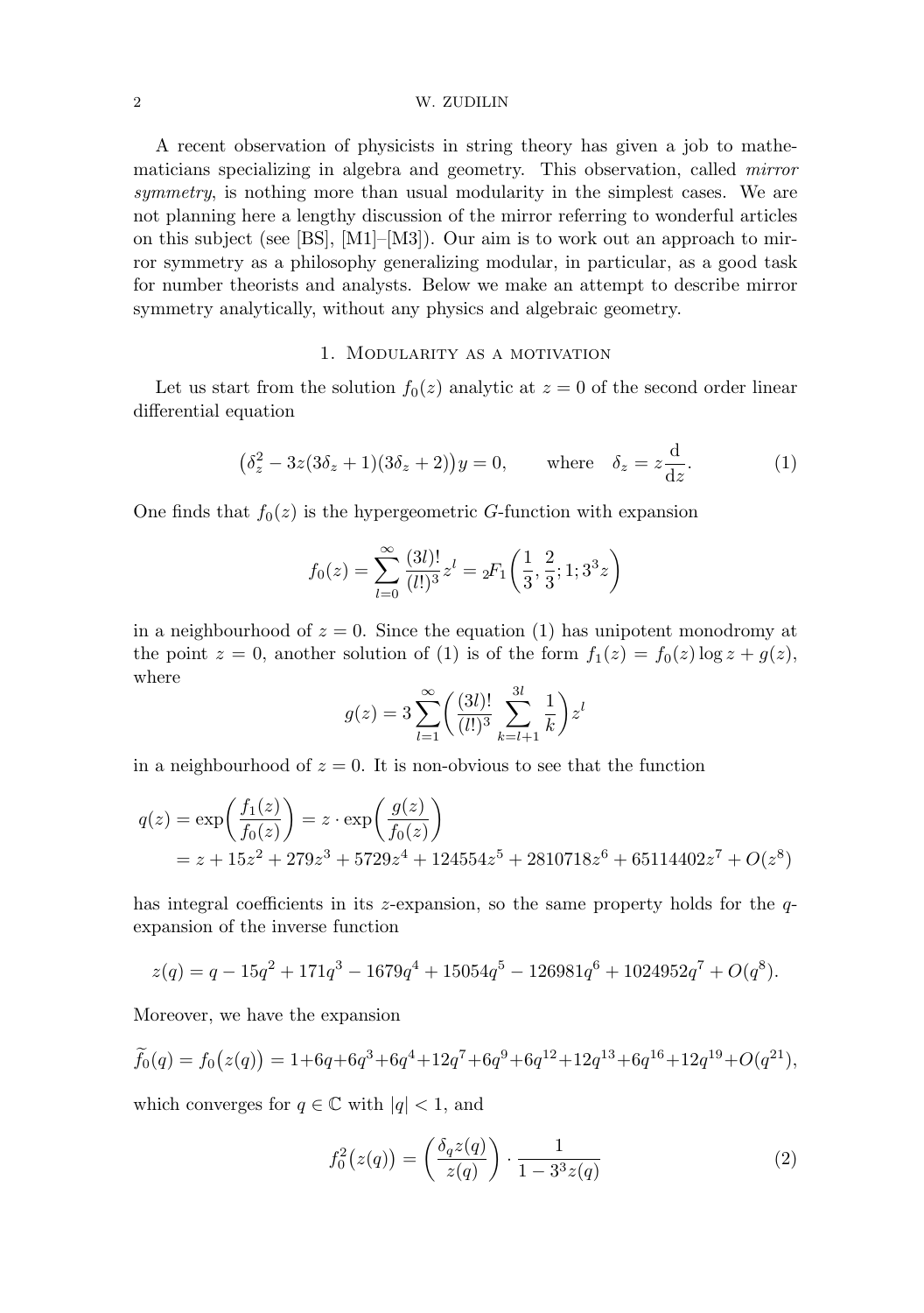A recent observation of physicists in string theory has given a job to mathematicians specializing in algebra and geometry. This observation, called *mirror symmetry*, is nothing more than usual modularity in the simplest cases. We are not planning here a lengthy discussion of the mirror referring to wonderful articles on this subject (see [BS], [M1]–[M3]). Our aim is to work out an approach to mirror symmetry as a philosophy generalizing modular, in particular, as a good task for number theorists and analysts. Below we make an attempt to describe mirror symmetry analytically, without any physics and algebraic geometry.

## 1. Modularity as a motivation

Let us start from the solution $f_0(z)$ analytic at $z=0$ of the second order linear differential equation

$$\big(\delta_z^2 - 3z(3\delta_z+1)(3\delta_z+2)\big)y = 0, \qquad \text{where} \quad \delta_z = z\frac{\mathrm{d}}{\mathrm{d}z}. \tag{1}$$

One finds that $f_0(z)$ is the hypergeometric $G$-function with expansion

$$f_0(z) = \sum_{l=0}^{\infty} \frac{(3l)!}{(l!)^3} z^l = {}_2F_1\bigg(\frac{1}{3}, \frac{2}{3}; 1; 3^3 z\bigg)$$

in a neighbourhood of $z=0$. Since the equation (1) has unipotent monodromy at the point $z=0$, another solution of (1) is of the form $f_1(z) = f_0(z)\log z + g(z)$, where

$$g(z) = 3\sum_{l=1}^{\infty}\bigg(\frac{(3l)!}{(l!)^3}\sum_{k=l+1}^{3l}\frac{1}{k}\bigg)z^l$$

in a neighbourhood of $z=0$. It is non-obvious to see that the function

$$\begin{aligned} q(z) &= \exp\bigg(\frac{f_1(z)}{f_0(z)}\bigg) = z\cdot\exp\bigg(\frac{g(z)}{f_0(z)}\bigg) \\ &= z + 15z^2 + 279z^3 + 5729z^4 + 124554z^5 + 2810718z^6 + 65114402z^7 + O(z^8) \end{aligned}$$

has integral coefficients in its $z$-expansion, so the same property holds for the $q$-expansion of the inverse function

$$z(q) = q - 15q^2 + 171q^3 - 1679q^4 + 15054q^5 - 126981q^6 + 1024952q^7 + O(q^8).$$

Moreover, we have the expansion

$$\widetilde{f}_0(q) = f_0\big(z(q)\big) = 1+6q+6q^3+6q^4+12q^7+6q^9+6q^{12}+12q^{13}+6q^{16}+12q^{19}+O(q^{21}),$$

which converges for $q\in\mathbb{C}$ with $|q|<1$, and

$$f_0^2\big(z(q)\big) = \bigg(\frac{\delta_q z(q)}{z(q)}\bigg)\cdot\frac{1}{1-3^3 z(q)} \tag{2}$$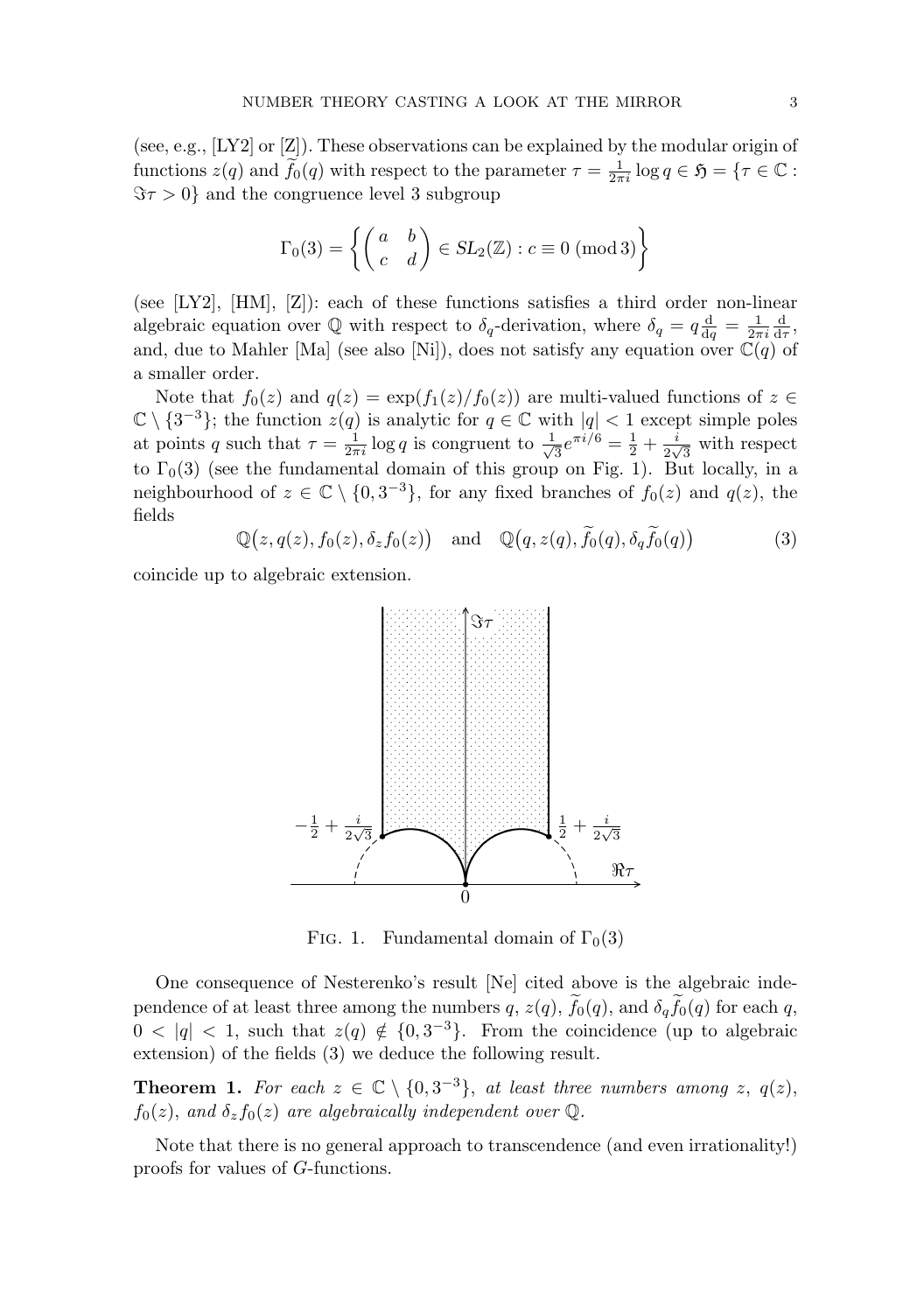(see, e.g., [LY2] or [Z]). These observations can be explained by the modular origin of functions $z(q)$ and $\widetilde{f}_0(q)$ with respect to the parameter $\tau = \frac{1}{2\pi i}\log q \in \mathfrak{H} = \{\tau \in \mathbb{C} : \Im\tau > 0\}$ and the congruence level 3 subgroup

$$\Gamma_0(3) = \left\{ \begin{pmatrix} a & b \\ c & d \end{pmatrix} \in SL_2(\mathbb{Z}) : c \equiv 0 \ (\mathrm{mod}\, 3) \right\}$$

(see [LY2], [HM], [Z]): each of these functions satisfies a third order non-linear algebraic equation over $\mathbb{Q}$ with respect to $\delta_q$-derivation, where $\delta_q = q\frac{\mathrm{d}}{\mathrm{d}q} = \frac{1}{2\pi i}\frac{\mathrm{d}}{\mathrm{d}\tau}$, and, due to Mahler [Ma] (see also [Ni]), does not satisfy any equation over $\mathbb{C}(q)$ of a smaller order.

Note that $f_0(z)$ and $q(z) = \exp(f_1(z)/f_0(z))$ are multi-valued functions of $z \in \mathbb{C} \setminus \{3^{-3}\}$; the function $z(q)$ is analytic for $q \in \mathbb{C}$ with $|q| < 1$ except simple poles at points $q$ such that $\tau = \frac{1}{2\pi i}\log q$ is congruent to $\frac{1}{\sqrt{3}}e^{\pi i/6} = \frac{1}{2} + \frac{i}{2\sqrt{3}}$ with respect to $\Gamma_0(3)$ (see the fundamental domain of this group on Fig. 1). But locally, in a neighbourhood of $z \in \mathbb{C} \setminus \{0, 3^{-3}\}$, for any fixed branches of $f_0(z)$ and $q(z)$, the fields

$$\mathbb{Q}\big(z, q(z), f_0(z), \delta_z f_0(z)\big) \quad \text{and} \quad \mathbb{Q}\big(q, z(q), \widetilde{f}_0(q), \delta_q \widetilde{f}_0(q)\big) \tag{3}$$

coincide up to algebraic extension.

Fig. 1. Fundamental domain of $\Gamma_0(3)$

One consequence of Nesterenko's result [Ne] cited above is the algebraic independence of at least three among the numbers $q$, $z(q)$, $\widetilde{f}_0(q)$, and $\delta_q \widetilde{f}_0(q)$ for each $q$, $0 < |q| < 1$, such that $z(q) \notin \{0, 3^{-3}\}$. From the coincidence (up to algebraic extension) of the fields (3) we deduce the following result.

**Theorem 1.** *For each $z \in \mathbb{C} \setminus \{0, 3^{-3}\}$, at least three numbers among $z$, $q(z)$, $f_0(z)$, and $\delta_z f_0(z)$ are algebraically independent over $\mathbb{Q}$.*

Note that there is no general approach to transcendence (and even irrationality!) proofs for values of $G$-functions.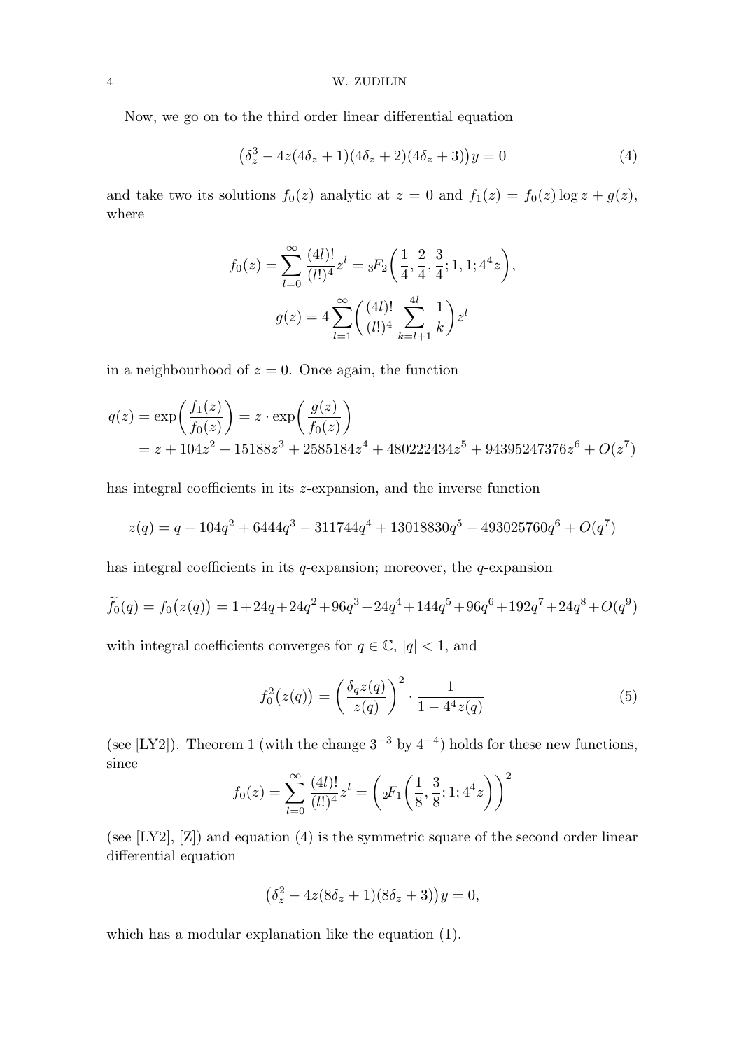Now, we go on to the third order linear differential equation

$$\big(\delta_z^3 - 4z(4\delta_z+1)(4\delta_z+2)(4\delta_z+3)\big)y = 0 \tag{4}$$

and take two its solutions $f_0(z)$ analytic at $z=0$ and $f_1(z) = f_0(z)\log z + g(z)$, where

$$f_0(z) = \sum_{l=0}^{\infty} \frac{(4l)!}{(l!)^4} z^l = {}_3F_2\bigg(\frac{1}{4}, \frac{2}{4}, \frac{3}{4}; 1, 1; 4^4 z\bigg),$$

$$g(z) = 4\sum_{l=1}^{\infty}\bigg(\frac{(4l)!}{(l!)^4}\sum_{k=l+1}^{4l}\frac{1}{k}\bigg)z^l$$

in a neighbourhood of $z=0$. Once again, the function

$$\begin{aligned} q(z) &= \exp\bigg(\frac{f_1(z)}{f_0(z)}\bigg) = z\cdot\exp\bigg(\frac{g(z)}{f_0(z)}\bigg) \\ &= z + 104z^2 + 15188z^3 + 2585184z^4 + 480222434z^5 + 94395247376z^6 + O(z^7) \end{aligned}$$

has integral coefficients in its $z$-expansion, and the inverse function

$$z(q) = q - 104q^2 + 6444q^3 - 311744q^4 + 13018830q^5 - 493025760q^6 + O(q^7)$$

has integral coefficients in its $q$-expansion; moreover, the $q$-expansion

$$\widetilde{f}_0(q) = f_0\big(z(q)\big) = 1+24q+24q^2+96q^3+24q^4+144q^5+96q^6+192q^7+24q^8+O(q^9)$$

with integral coefficients converges for $q\in\mathbb{C}$, $|q|<1$, and

$$f_0^2\big(z(q)\big) = \bigg(\frac{\delta_q z(q)}{z(q)}\bigg)^2\cdot\frac{1}{1-4^4z(q)} \tag{5}$$

(see [LY2]). Theorem 1 (with the change $3^{-3}$ by $4^{-4}$) holds for these new functions, since

$$f_0(z) = \sum_{l=0}^{\infty}\frac{(4l)!}{(l!)^4}z^l = \bigg({}_2F_1\bigg(\frac{1}{8}, \frac{3}{8}; 1; 4^4z\bigg)\bigg)^2$$

(see [LY2], [Z]) and equation (4) is the symmetric square of the second order linear differential equation

$$\big(\delta_z^2 - 4z(8\delta_z+1)(8\delta_z+3)\big)y = 0,$$

which has a modular explanation like the equation (1).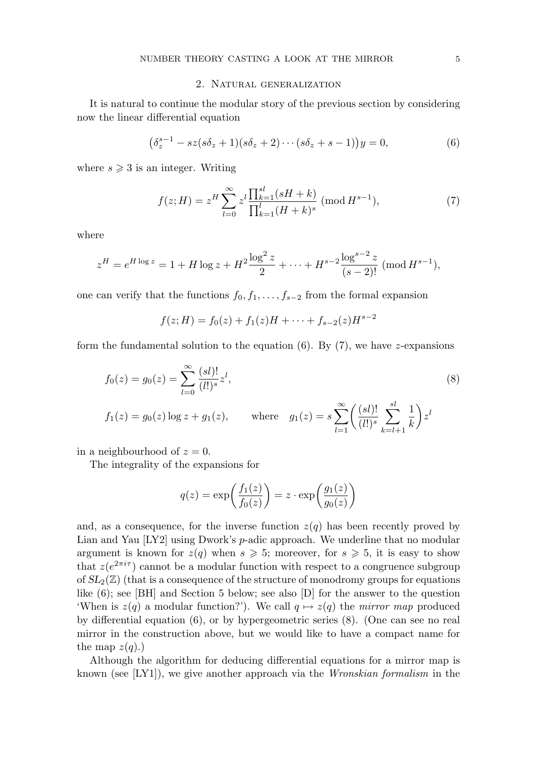## 2. Natural generalization

It is natural to continue the modular story of the previous section by considering now the linear differential equation

$$\big(\delta_z^{s-1} - sz(s\delta_z + 1)(s\delta_z + 2)\cdots(s\delta_z + s - 1)\big)y = 0, \tag{6}$$

where $s \geqslant 3$ is an integer. Writing

$$f(z;H) = z^H \sum_{l=0}^{\infty} z^l \frac{\prod_{k=1}^{sl}(sH+k)}{\prod_{k=1}^{l}(H+k)^s} \pmod{H^{s-1}}, \tag{7}$$

where

$$z^H = e^{H\log z} = 1 + H\log z + H^2\frac{\log^2 z}{2} + \cdots + H^{s-2}\frac{\log^{s-2} z}{(s-2)!} \pmod{H^{s-1}},$$

one can verify that the functions $f_0, f_1, \dots, f_{s-2}$ from the formal expansion

$$f(z;H) = f_0(z) + f_1(z)H + \cdots + f_{s-2}(z)H^{s-2}$$

form the fundamental solution to the equation (6). By (7), we have $z$-expansions

$$f_0(z) = g_0(z) = \sum_{l=0}^{\infty} \frac{(sl)!}{(l!)^s} z^l, \tag{8}$$

$$f_1(z) = g_0(z)\log z + g_1(z), \qquad \text{where} \quad g_1(z) = s\sum_{l=1}^{\infty}\bigg(\frac{(sl)!}{(l!)^s}\sum_{k=l+1}^{sl}\frac{1}{k}\bigg)z^l$$

in a neighbourhood of $z = 0$.

The integrality of the expansions for

$$q(z) = \exp\bigg(\frac{f_1(z)}{f_0(z)}\bigg) = z \cdot \exp\bigg(\frac{g_1(z)}{g_0(z)}\bigg)$$

and, as a consequence, for the inverse function $z(q)$ has been recently proved by Lian and Yau [LY2] using Dwork's $p$-adic approach. We underline that no modular argument is known for $z(q)$ when $s \geqslant 5$; moreover, for $s \geqslant 5$, it is easy to show that $z(e^{2\pi i\tau})$ cannot be a modular function with respect to a congruence subgroup of $SL_2(\mathbb{Z})$ (that is a consequence of the structure of monodromy groups for equations like (6); see [BH] and Section 5 below; see also [D] for the answer to the question 'When is $z(q)$ a modular function?'). We call $q \mapsto z(q)$ the *mirror map* produced by differential equation (6), or by hypergeometric series (8). (One can see no real mirror in the construction above, but we would like to have a compact name for the map $z(q)$.)

Although the algorithm for deducing differential equations for a mirror map is known (see [LY1]), we give another approach via the *Wronskian formalism* in the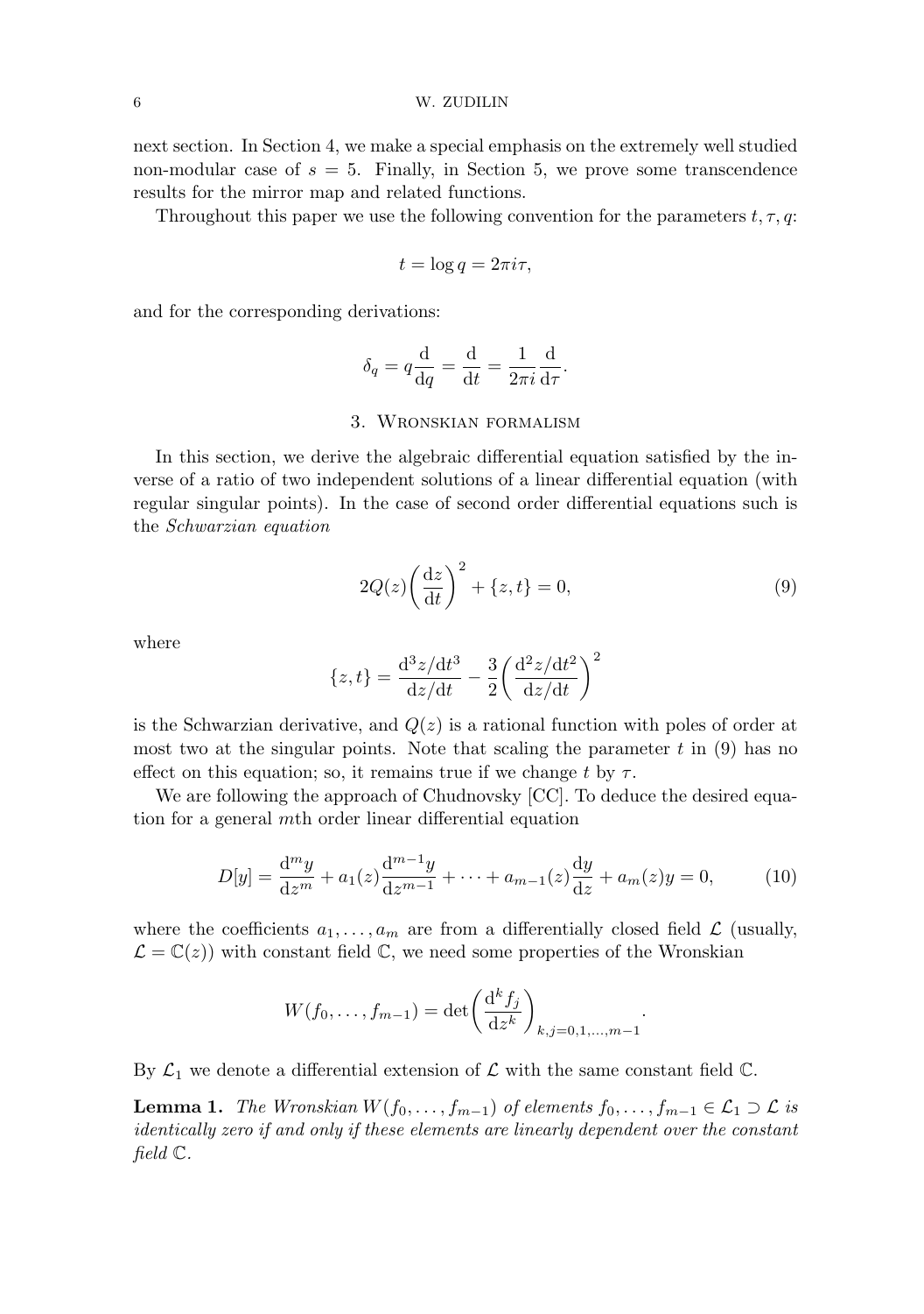next section. In Section 4, we make a special emphasis on the extremely well studied non-modular case of $s = 5$. Finally, in Section 5, we prove some transcendence results for the mirror map and related functions.

Throughout this paper we use the following convention for the parameters $t, \tau, q$:

$$t = \log q = 2\pi i \tau,$$

and for the corresponding derivations:

$$\delta_q = q\frac{\mathrm{d}}{\mathrm{d}q} = \frac{\mathrm{d}}{\mathrm{d}t} = \frac{1}{2\pi i}\frac{\mathrm{d}}{\mathrm{d}\tau}.$$

## 3. Wronskian formalism

In this section, we derive the algebraic differential equation satisfied by the inverse of a ratio of two independent solutions of a linear differential equation (with regular singular points). In the case of second order differential equations such is the *Schwarzian equation*

$$2Q(z)\biggl(\frac{\mathrm{d}z}{\mathrm{d}t}\biggr)^2 + \{z, t\} = 0, \tag{9}$$

where

$$\{z, t\} = \frac{\mathrm{d}^3 z/\mathrm{d}t^3}{\mathrm{d}z/\mathrm{d}t} - \frac{3}{2}\biggl(\frac{\mathrm{d}^2 z/\mathrm{d}t^2}{\mathrm{d}z/\mathrm{d}t}\biggr)^2$$

is the Schwarzian derivative, and $Q(z)$ is a rational function with poles of order at most two at the singular points. Note that scaling the parameter $t$ in (9) has no effect on this equation; so, it remains true if we change $t$ by $\tau$.

We are following the approach of Chudnovsky [CC]. To deduce the desired equation for a general $m$th order linear differential equation

$$D[y] = \frac{\mathrm{d}^m y}{\mathrm{d}z^m} + a_1(z)\frac{\mathrm{d}^{m-1}y}{\mathrm{d}z^{m-1}} + \dots + a_{m-1}(z)\frac{\mathrm{d}y}{\mathrm{d}z} + a_m(z)y = 0, \tag{10}$$

where the coefficients $a_1, \dots, a_m$ are from a differentially closed field $\mathcal{L}$ (usually, $\mathcal{L} = \mathbb{C}(z)$) with constant field $\mathbb{C}$, we need some properties of the Wronskian

$$W(f_0, \dots, f_{m-1}) = \det\biggl(\frac{\mathrm{d}^k f_j}{\mathrm{d}z^k}\biggr)_{k,j=0,1,\dots,m-1}.$$

By $\mathcal{L}_1$ we denote a differential extension of $\mathcal{L}$ with the same constant field $\mathbb{C}$.

**Lemma 1.** *The Wronskian $W(f_0, \dots, f_{m-1})$ of elements $f_0, \dots, f_{m-1} \in \mathcal{L}_1 \supset \mathcal{L}$ is identically zero if and only if these elements are linearly dependent over the constant field $\mathbb{C}$.*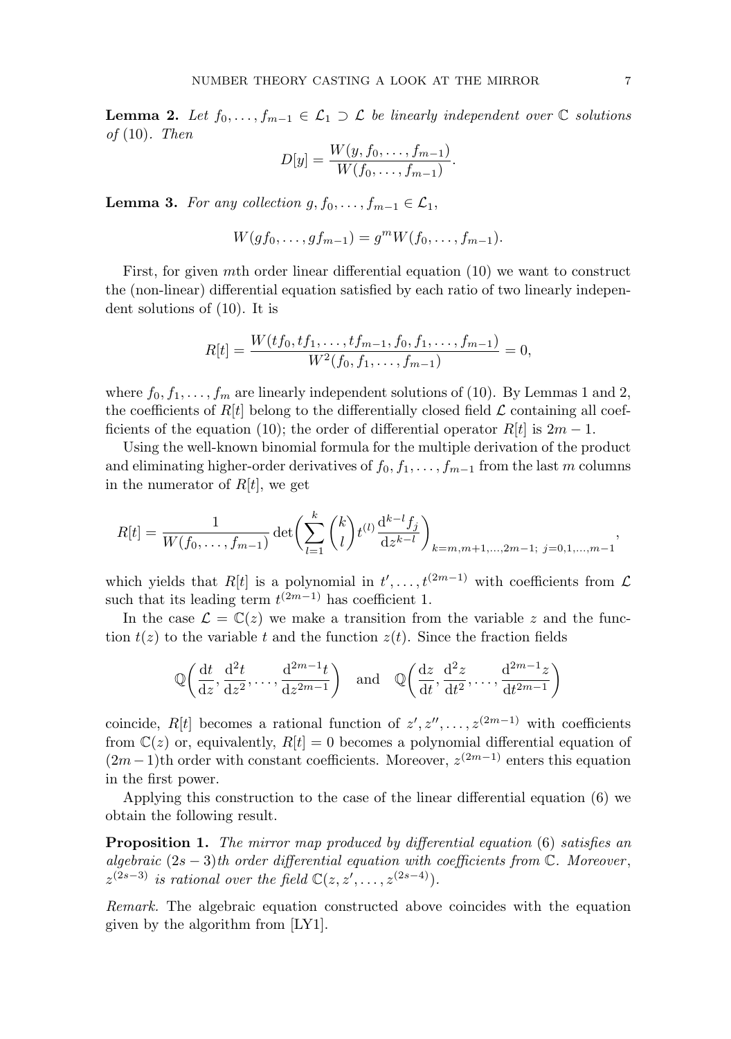**Lemma 2.** *Let $f_0,\dots,f_{m-1}\in\mathcal{L}_1\supset\mathcal{L}$ be linearly independent over $\mathbb{C}$ solutions of* (10). *Then*

$$D[y]=\frac{W(y,f_0,\dots,f_{m-1})}{W(f_0,\dots,f_{m-1})}.$$

**Lemma 3.** *For any collection $g,f_0,\dots,f_{m-1}\in\mathcal{L}_1$,*

$$W(gf_0,\dots,gf_{m-1})=g^mW(f_0,\dots,f_{m-1}).$$

First, for given $m$th order linear differential equation (10) we want to construct the (non-linear) differential equation satisfied by each ratio of two linearly independent solutions of (10). It is

$$R[t]=\frac{W(tf_0,tf_1,\dots,tf_{m-1},f_0,f_1,\dots,f_{m-1})}{W^2(f_0,f_1,\dots,f_{m-1})}=0,$$

where $f_0,f_1,\dots,f_m$ are linearly independent solutions of (10). By Lemmas 1 and 2, the coefficients of $R[t]$ belong to the differentially closed field $\mathcal{L}$ containing all coefficients of the equation (10); the order of differential operator $R[t]$ is $2m-1$.

Using the well-known binomial formula for the multiple derivation of the product and eliminating higher-order derivatives of $f_0,f_1,\dots,f_{m-1}$ from the last $m$ columns in the numerator of $R[t]$, we get

$$R[t]=\frac{1}{W(f_0,\dots,f_{m-1})}\det\biggl(\sum_{l=1}^{k}\binom{k}{l}t^{(l)}\frac{\mathrm{d}^{k-l}f_j}{\mathrm{d}z^{k-l}}\biggr)_{k=m,m+1,\dots,2m-1;\ j=0,1,\dots,m-1},$$

which yields that $R[t]$ is a polynomial in $t',\dots,t^{(2m-1)}$ with coefficients from $\mathcal{L}$ such that its leading term $t^{(2m-1)}$ has coefficient 1.

In the case $\mathcal{L}=\mathbb{C}(z)$ we make a transition from the variable $z$ and the function $t(z)$ to the variable $t$ and the function $z(t)$. Since the fraction fields

$$\mathbb{Q}\biggl(\frac{\mathrm{d}t}{\mathrm{d}z},\frac{\mathrm{d}^2t}{\mathrm{d}z^2},\dots,\frac{\mathrm{d}^{2m-1}t}{\mathrm{d}z^{2m-1}}\biggr)\quad\text{and}\quad\mathbb{Q}\biggl(\frac{\mathrm{d}z}{\mathrm{d}t},\frac{\mathrm{d}^2z}{\mathrm{d}t^2},\dots,\frac{\mathrm{d}^{2m-1}z}{\mathrm{d}t^{2m-1}}\biggr)$$

coincide, $R[t]$ becomes a rational function of $z',z'',\dots,z^{(2m-1)}$ with coefficients from $\mathbb{C}(z)$ or, equivalently, $R[t]=0$ becomes a polynomial differential equation of $(2m-1)$th order with constant coefficients. Moreover, $z^{(2m-1)}$ enters this equation in the first power.

Applying this construction to the case of the linear differential equation (6) we obtain the following result.

**Proposition 1.** *The mirror map produced by differential equation* (6) *satisfies an algebraic $(2s-3)$th order differential equation with coefficients from $\mathbb{C}$. Moreover, $z^{(2s-3)}$ is rational over the field $\mathbb{C}(z,z',\dots,z^{(2s-4)})$.*

*Remark.* The algebraic equation constructed above coincides with the equation given by the algorithm from [LY1].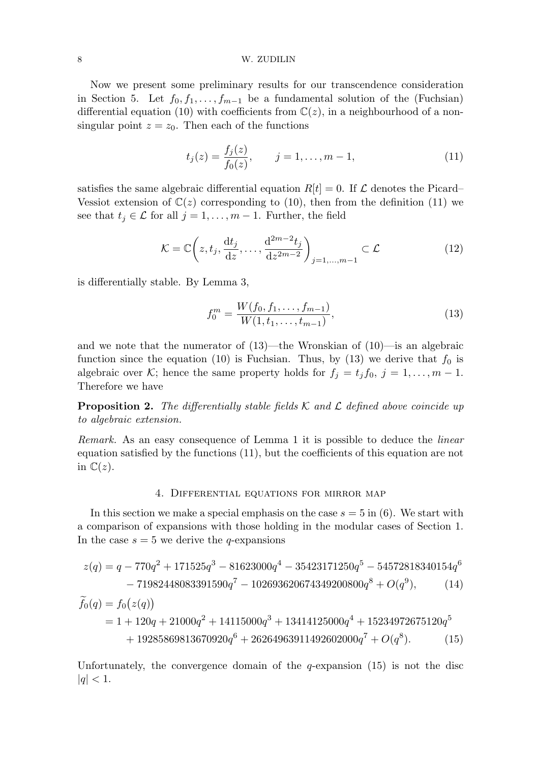Now we present some preliminary results for our transcendence consideration in Section 5. Let $f_0, f_1, \dots, f_{m-1}$ be a fundamental solution of the (Fuchsian) differential equation (10) with coefficients from $\mathbb{C}(z)$, in a neighbourhood of a non-singular point $z = z_0$. Then each of the functions

$$t_j(z) = \frac{f_j(z)}{f_0(z)}, \qquad j = 1, \dots, m-1, \tag{11}$$

satisfies the same algebraic differential equation $R[t] = 0$. If $\mathcal{L}$ denotes the Picard–Vessiot extension of $\mathbb{C}(z)$ corresponding to (10), then from the definition (11) we see that $t_j \in \mathcal{L}$ for all $j = 1, \dots, m-1$. Further, the field

$$\mathcal{K} = \mathbb{C}\biggl(z, t_j, \frac{\mathrm{d}t_j}{\mathrm{d}z}, \dots, \frac{\mathrm{d}^{2m-2}t_j}{\mathrm{d}z^{2m-2}}\biggr)_{j=1,\dots,m-1} \subset \mathcal{L} \tag{12}$$

is differentially stable. By Lemma 3,

$$f_0^m = \frac{W(f_0, f_1, \dots, f_{m-1})}{W(1, t_1, \dots, t_{m-1})}, \tag{13}$$

and we note that the numerator of (13)—the Wronskian of (10)—is an algebraic function since the equation (10) is Fuchsian. Thus, by (13) we derive that $f_0$ is algebraic over $\mathcal{K}$; hence the same property holds for $f_j = t_j f_0$, $j = 1, \dots, m-1$. Therefore we have

**Proposition 2.** *The differentially stable fields $\mathcal{K}$ and $\mathcal{L}$ defined above coincide up to algebraic extension.*

*Remark.* As an easy consequence of Lemma 1 it is possible to deduce the *linear* equation satisfied by the functions (11), but the coefficients of this equation are not in $\mathbb{C}(z)$.

## 4. Differential equations for mirror map

In this section we make a special emphasis on the case $s = 5$ in (6). We start with a comparison of expansions with those holding in the modular cases of Section 1. In the case $s = 5$ we derive the $q$-expansions

$$\begin{aligned} z(q) &= q - 770q^2 + 171525q^3 - 81623000q^4 - 35423171250q^5 - 54572818340154q^6 \\ &\quad - 71982448083391590q^7 - 102693620674349200800q^8 + O(q^9), \end{aligned} \tag{14}$$

$$\begin{aligned} \widetilde{f}_0(q) &= f_0\bigl(z(q)\bigr) \\ &= 1 + 120q + 21000q^2 + 14115000q^3 + 13414125000q^4 + 15234972675120q^5 \\ &\quad + 19285869813670920q^6 + 26264963911492602000q^7 + O(q^8). \end{aligned} \tag{15}$$

Unfortunately, the convergence domain of the $q$-expansion (15) is not the disc $|q| < 1$.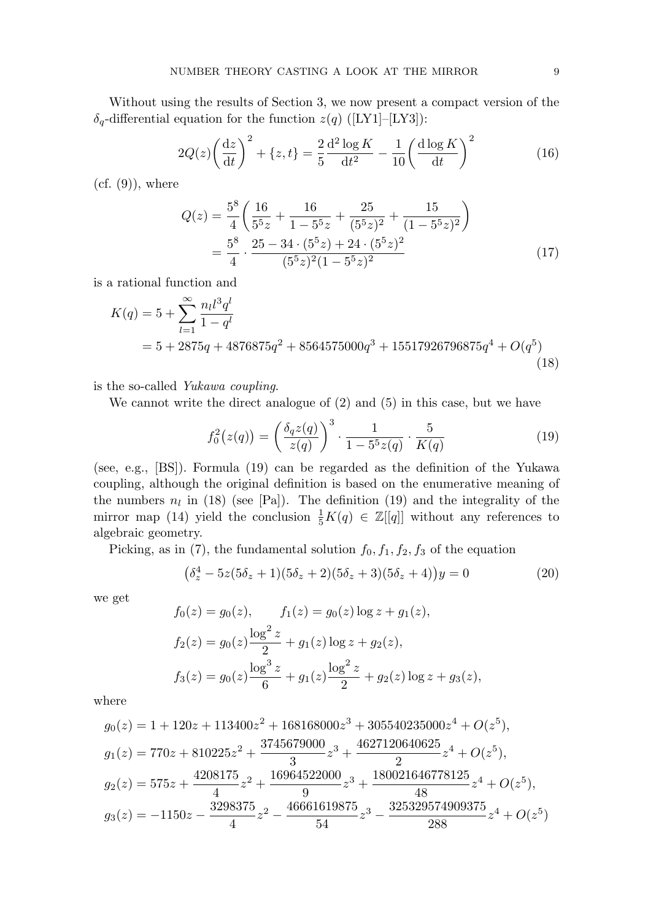Without using the results of Section 3, we now present a compact version of the $\delta_q$-differential equation for the function $z(q)$ ([LY1]–[LY3]):

$$
2Q(z)\biggl(\frac{\mathrm{d}z}{\mathrm{d}t}\biggr)^2+\{z,t\}=\frac{2}{5}\frac{\mathrm{d}^2\log K}{\mathrm{d}t^2}-\frac{1}{10}\biggl(\frac{\mathrm{d}\log K}{\mathrm{d}t}\biggr)^2 \tag{16}
$$

(cf. (9)), where

$$
\begin{aligned}
Q(z)&=\frac{5^8}{4}\biggl(\frac{16}{5^5z}+\frac{16}{1-5^5z}+\frac{25}{(5^5z)^2}+\frac{15}{(1-5^5z)^2}\biggr)\\
&=\frac{5^8}{4}\cdot\frac{25-34\cdot(5^5z)+24\cdot(5^5z)^2}{(5^5z)^2(1-5^5z)^2}
\end{aligned} \tag{17}
$$

is a rational function and

$$
\begin{aligned}
K(q)&=5+\sum_{l=1}^{\infty}\frac{n_l l^3 q^l}{1-q^l}\\
&=5+2875q+4876875q^2+8564575000q^3+15517926796875q^4+O(q^5)
\end{aligned} \tag{18}
$$

is the so-called *Yukawa coupling*.

We cannot write the direct analogue of (2) and (5) in this case, but we have

$$
f_0^2\bigl(z(q)\bigr)=\biggl(\frac{\delta_q z(q)}{z(q)}\biggr)^3\cdot\frac{1}{1-5^5z(q)}\cdot\frac{5}{K(q)} \tag{19}
$$

(see, e.g., [BS]). Formula (19) can be regarded as the definition of the Yukawa coupling, although the original definition is based on the enumerative meaning of the numbers $n_l$ in (18) (see [Pa]). The definition (19) and the integrality of the mirror map (14) yield the conclusion $\frac{1}{5}K(q)\in\mathbb{Z}[[q]]$ without any references to algebraic geometry.

Picking, as in (7), the fundamental solution $f_0,f_1,f_2,f_3$ of the equation

$$
\bigl(\delta_z^4-5z(5\delta_z+1)(5\delta_z+2)(5\delta_z+3)(5\delta_z+4)\bigr)y=0 \tag{20}
$$

we get

$$
\begin{aligned}
f_0(z)&=g_0(z), \qquad f_1(z)=g_0(z)\log z+g_1(z),\\
f_2(z)&=g_0(z)\frac{\log^2 z}{2}+g_1(z)\log z+g_2(z),\\
f_3(z)&=g_0(z)\frac{\log^3 z}{6}+g_1(z)\frac{\log^2 z}{2}+g_2(z)\log z+g_3(z),
\end{aligned}
$$

where

$$
\begin{aligned}
g_0(z)&=1+120z+113400z^2+168168000z^3+305540235000z^4+O(z^5),\\
g_1(z)&=770z+810225z^2+\frac{3745679000}{3}z^3+\frac{4627120640625}{2}z^4+O(z^5),\\
g_2(z)&=575z+\frac{4208175}{4}z^2+\frac{16964522000}{9}z^3+\frac{180021646778125}{48}z^4+O(z^5),\\
g_3(z)&=-1150z-\frac{3298375}{4}z^2-\frac{46661619875}{54}z^3-\frac{325329574909375}{288}z^4+O(z^5)
\end{aligned}
$$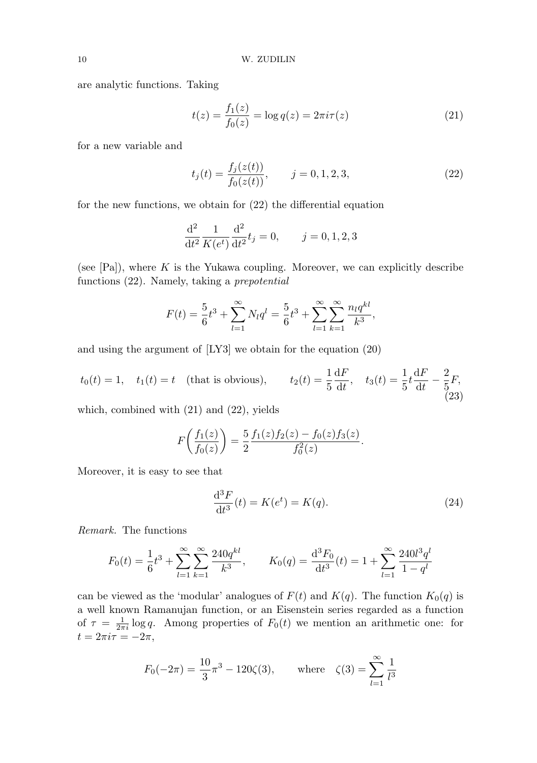are analytic functions. Taking

$$t(z) = \frac{f_1(z)}{f_0(z)} = \log q(z) = 2\pi i \tau(z) \tag{21}$$

for a new variable and

$$t_j(t) = \frac{f_j(z(t))}{f_0(z(t))}, \qquad j = 0, 1, 2, 3, \tag{22}$$

for the new functions, we obtain for (22) the differential equation

$$\frac{\mathrm{d}^2}{\mathrm{d}t^2} \frac{1}{K(e^t)} \frac{\mathrm{d}^2}{\mathrm{d}t^2} t_j = 0, \qquad j = 0, 1, 2, 3$$

(see [Pa]), where $K$ is the Yukawa coupling. Moreover, we can explicitly describe functions (22). Namely, taking a *prepotential*

$$F(t) = \frac{5}{6} t^3 + \sum_{l=1}^{\infty} N_l q^l = \frac{5}{6} t^3 + \sum_{l=1}^{\infty} \sum_{k=1}^{\infty} \frac{n_l q^{kl}}{k^3},$$

and using the argument of [LY3] we obtain for the equation (20)

$$t_0(t) = 1, \quad t_1(t) = t \quad \text{(that is obvious)}, \qquad t_2(t) = \frac{1}{5} \frac{\mathrm{d}F}{\mathrm{d}t}, \quad t_3(t) = \frac{1}{5} t \frac{\mathrm{d}F}{\mathrm{d}t} - \frac{2}{5} F, \tag{23}$$

which, combined with (21) and (22), yields

$$F\biggl(\frac{f_1(z)}{f_0(z)}\biggr) = \frac{5}{2} \frac{f_1(z) f_2(z) - f_0(z) f_3(z)}{f_0^2(z)}.$$

Moreover, it is easy to see that

$$\frac{\mathrm{d}^3 F}{\mathrm{d}t^3}(t) = K(e^t) = K(q). \tag{24}$$

*Remark.* The functions

$$F_0(t) = \frac{1}{6} t^3 + \sum_{l=1}^{\infty} \sum_{k=1}^{\infty} \frac{240 q^{kl}}{k^3}, \qquad K_0(q) = \frac{\mathrm{d}^3 F_0}{\mathrm{d}t^3}(t) = 1 + \sum_{l=1}^{\infty} \frac{240 l^3 q^l}{1 - q^l}$$

can be viewed as the 'modular' analogues of $F(t)$ and $K(q)$. The function $K_0(q)$ is a well known Ramanujan function, or an Eisenstein series regarded as a function of $\tau = \frac{1}{2\pi i} \log q$. Among properties of $F_0(t)$ we mention an arithmetic one: for $t = 2\pi i \tau = -2\pi$,

$$F_0(-2\pi) = \frac{10}{3} \pi^3 - 120 \zeta(3), \qquad \text{where} \quad \zeta(3) = \sum_{l=1}^{\infty} \frac{1}{l^3}$$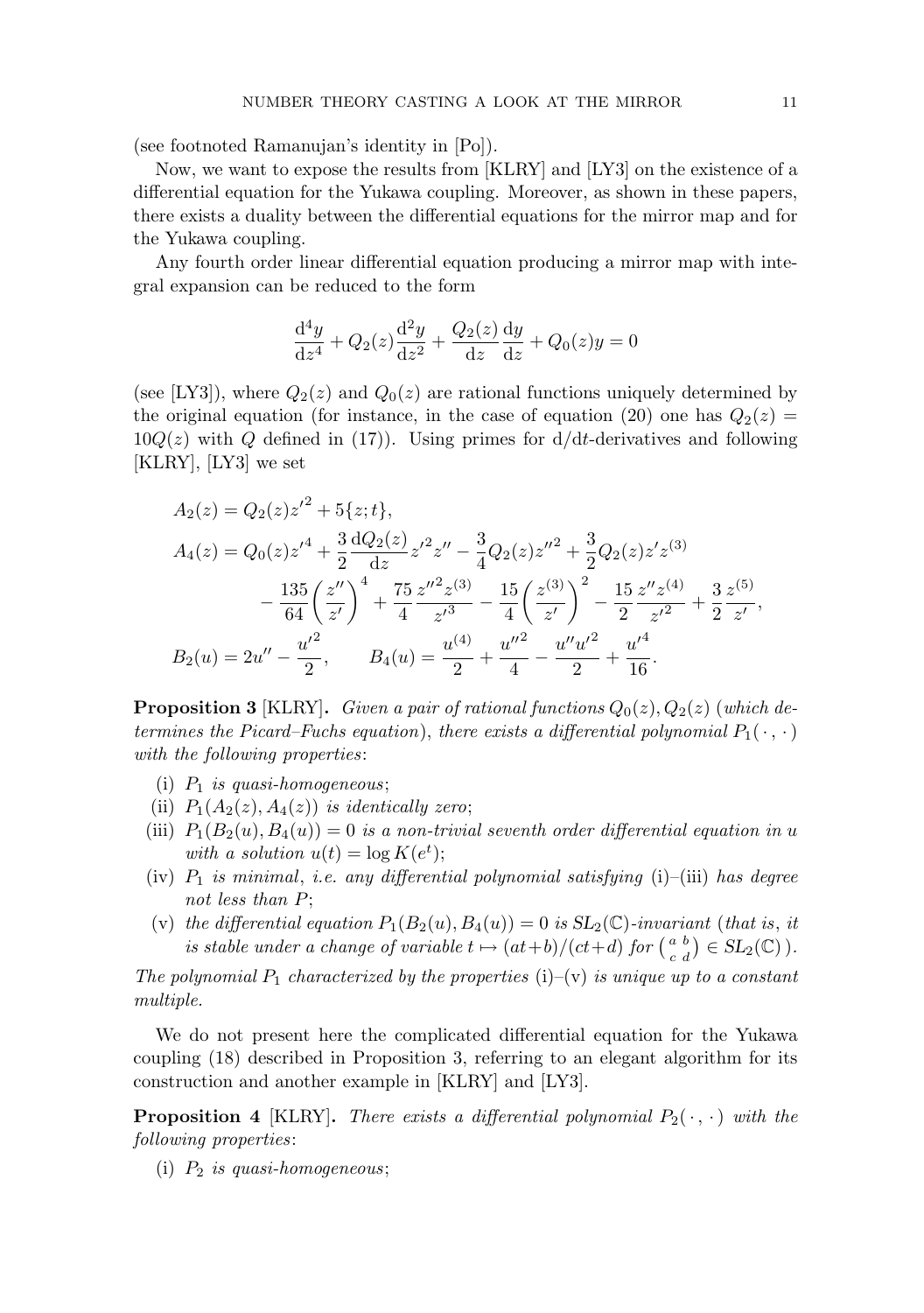(see footnoted Ramanujan's identity in [Po]).

Now, we want to expose the results from [KLRY] and [LY3] on the existence of a differential equation for the Yukawa coupling. Moreover, as shown in these papers, there exists a duality between the differential equations for the mirror map and for the Yukawa coupling.

Any fourth order linear differential equation producing a mirror map with integral expansion can be reduced to the form

$$\frac{\mathrm{d}^4 y}{\mathrm{d}z^4} + Q_2(z)\frac{\mathrm{d}^2 y}{\mathrm{d}z^2} + \frac{Q_2(z)}{\mathrm{d}z}\frac{\mathrm{d}y}{\mathrm{d}z} + Q_0(z)y = 0$$

(see [LY3]), where $Q_2(z)$ and $Q_0(z)$ are rational functions uniquely determined by the original equation (for instance, in the case of equation (20) one has $Q_2(z) = 10Q(z)$ with $Q$ defined in (17)). Using primes for $\mathrm{d}/\mathrm{d}t$-derivatives and following [KLRY], [LY3] we set

$$\begin{aligned}
A_2(z) &= Q_2(z){z'}^2 + 5\{z;t\},\\
A_4(z) &= Q_0(z){z'}^4 + \frac{3}{2}\frac{\mathrm{d}Q_2(z)}{\mathrm{d}z}{z'}^2 z'' - \frac{3}{4}Q_2(z){z''}^2 + \frac{3}{2}Q_2(z)z'z^{(3)}\\
&\qquad - \frac{135}{64}\biggl(\frac{z''}{z'}\biggr)^4 + \frac{75}{4}\frac{{z''}^2 z^{(3)}}{{z'}^3} - \frac{15}{4}\biggl(\frac{z^{(3)}}{z'}\biggr)^2 - \frac{15}{2}\frac{z'' z^{(4)}}{{z'}^2} + \frac{3}{2}\frac{z^{(5)}}{z'},\\
B_2(u) &= 2u'' - \frac{{u'}^2}{2}, \qquad B_4(u) = \frac{u^{(4)}}{2} + \frac{{u''}^2}{4} - \frac{u''{u'}^2}{2} + \frac{{u'}^4}{16}.
\end{aligned}$$

**Proposition 3** [KLRY]**.** *Given a pair of rational functions $Q_0(z), Q_2(z)$ (which determines the Picard–Fuchs equation), there exists a differential polynomial $P_1(\,\cdot\,,\,\cdot\,)$ with the following properties*:

(i) *$P_1$ is quasi-homogeneous*;

(ii) *$P_1(A_2(z), A_4(z))$ is identically zero*;

(iii) *$P_1(B_2(u), B_4(u)) = 0$ is a non-trivial seventh order differential equation in $u$ with a solution $u(t) = \log K(e^t)$*;

(iv) *$P_1$ is minimal, i.e. any differential polynomial satisfying* (i)–(iii) *has degree not less than $P$*;

(v) *the differential equation $P_1(B_2(u), B_4(u)) = 0$ is $SL_2(\mathbb{C})$-invariant (that is, it is stable under a change of variable $t \mapsto (at+b)/(ct+d)$ for $\left(\begin{smallmatrix} a & b\\ c & d\end{smallmatrix}\right) \in SL_2(\mathbb{C})$).*

*The polynomial $P_1$ characterized by the properties* (i)–(v) *is unique up to a constant multiple.*

We do not present here the complicated differential equation for the Yukawa coupling (18) described in Proposition 3, referring to an elegant algorithm for its construction and another example in [KLRY] and [LY3].

**Proposition 4** [KLRY]**.** *There exists a differential polynomial $P_2(\,\cdot\,,\,\cdot\,)$ with the following properties*:

(i) *$P_2$ is quasi-homogeneous*;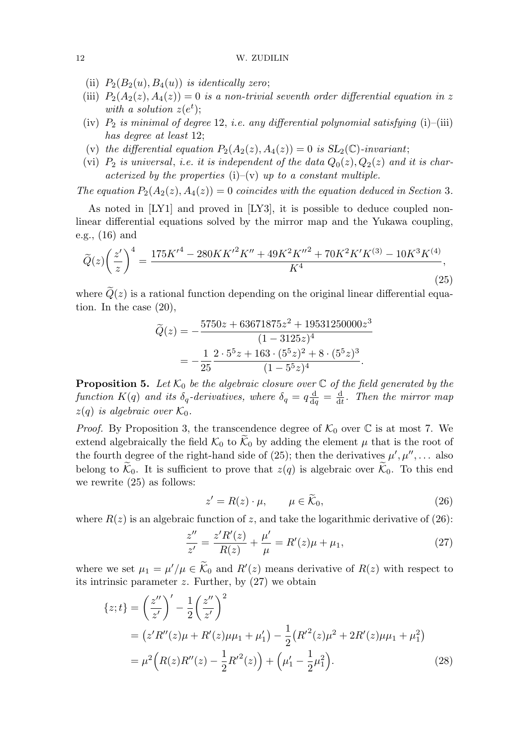(ii) $P_2(B_2(u), B_4(u))$ *is identically zero*;

(iii) $P_2(A_2(z), A_4(z)) = 0$ *is a non-trivial seventh order differential equation in* $z$ *with a solution* $z(e^t)$;

(iv) $P_2$ *is minimal of degree* 12, *i.e. any differential polynomial satisfying* (i)–(iii) *has degree at least* 12;

(v) *the differential equation* $P_2(A_2(z), A_4(z)) = 0$ *is* $SL_2(\mathbb{C})$*-invariant*;

(vi) $P_2$ *is universal, i.e. it is independent of the data* $Q_0(z), Q_2(z)$ *and it is characterized by the properties* (i)–(v) *up to a constant multiple.*

*The equation* $P_2(A_2(z), A_4(z)) = 0$ *coincides with the equation deduced in Section* 3.

As noted in [LY1] and proved in [LY3], it is possible to deduce coupled non-linear differential equations solved by the mirror map and the Yukawa coupling, e.g., (16) and

$$
\widetilde{Q}(z)\biggl(\frac{z'}{z}\biggr)^4 = \frac{175K'^4 - 280KK'^2K'' + 49K^2K''^2 + 70K^2K'K^{(3)} - 10K^3K^{(4)}}{K^4}, \tag{25}
$$

where $\widetilde{Q}(z)$ is a rational function depending on the original linear differential equation. In the case (20),

$$
\begin{aligned}
\widetilde{Q}(z) &= -\frac{5750z + 63671875z^2 + 19531250000z^3}{(1-3125z)^4} \\
&= -\frac{1}{25}\,\frac{2\cdot 5^5 z + 163\cdot(5^5z)^2 + 8\cdot(5^5z)^3}{(1-5^5z)^4}.
\end{aligned}
$$

**Proposition 5.** *Let* $\mathcal{K}_0$ *be the algebraic closure over* $\mathbb{C}$ *of the field generated by the function* $K(q)$ *and its* $\delta_q$*-derivatives, where* $\delta_q = q\frac{\mathrm{d}}{\mathrm{d}q} = \frac{\mathrm{d}}{\mathrm{d}t}$. *Then the mirror map* $z(q)$ *is algebraic over* $\mathcal{K}_0$.

*Proof.* By Proposition 3, the transcendence degree of $\mathcal{K}_0$ over $\mathbb{C}$ is at most 7. We extend algebraically the field $\mathcal{K}_0$ to $\widetilde{\mathcal{K}}_0$ by adding the element $\mu$ that is the root of the fourth degree of the right-hand side of (25); then the derivatives $\mu', \mu'', \dots$ also belong to $\widetilde{\mathcal{K}}_0$. It is sufficient to prove that $z(q)$ is algebraic over $\widetilde{\mathcal{K}}_0$. To this end we rewrite (25) as follows:

$$
z' = R(z)\cdot\mu, \qquad \mu\in\widetilde{\mathcal{K}}_0, \tag{26}
$$

where $R(z)$ is an algebraic function of $z$, and take the logarithmic derivative of (26):

$$
\frac{z''}{z'} = \frac{z'R'(z)}{R(z)} + \frac{\mu'}{\mu} = R'(z)\mu + \mu_1, \tag{27}
$$

where we set $\mu_1 = \mu'/\mu \in \widetilde{\mathcal{K}}_0$ and $R'(z)$ means derivative of $R(z)$ with respect to its intrinsic parameter $z$. Further, by (27) we obtain

$$
\begin{aligned}
\{z;t\} &= \biggl(\frac{z''}{z'}\biggr)' - \frac12\biggl(\frac{z''}{z'}\biggr)^2 \\
&= \bigl(z'R''(z)\mu + R'(z)\mu\mu_1 + \mu_1'\bigr) - \frac12\bigl(R'^2(z)\mu^2 + 2R'(z)\mu\mu_1 + \mu_1^2\bigr) \\
&= \mu^2\Bigl(R(z)R''(z) - \frac12 R'^2(z)\Bigr) + \Bigl(\mu_1' - \frac12\mu_1^2\Bigr).
\end{aligned} \tag{28}
$$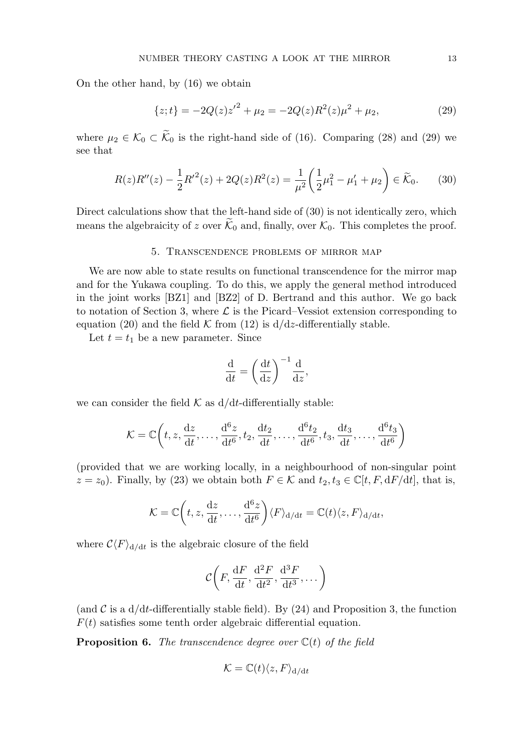On the other hand, by (16) we obtain

$$\{z;t\} = -2Q(z){z'}^2 + \mu_2 = -2Q(z)R^2(z)\mu^2 + \mu_2, \tag{29}$$

where $\mu_2 \in \mathcal{K}_0 \subset \widetilde{\mathcal{K}}_0$ is the right-hand side of (16). Comparing (28) and (29) we see that

$$R(z)R''(z) - \frac{1}{2}{R'}^2(z) + 2Q(z)R^2(z) = \frac{1}{\mu^2}\left(\frac{1}{2}\mu_1^2 - \mu_1' + \mu_2\right) \in \widetilde{\mathcal{K}}_0. \tag{30}$$

Direct calculations show that the left-hand side of (30) is not identically zero, which means the algebraicity of $z$ over $\widetilde{\mathcal{K}}_0$ and, finally, over $\mathcal{K}_0$. This completes the proof.

## 5. Transcendence problems of mirror map

We are now able to state results on functional transcendence for the mirror map and for the Yukawa coupling. To do this, we apply the general method introduced in the joint works [BZ1] and [BZ2] of D. Bertrand and this author. We go back to notation of Section 3, where $\mathcal{L}$ is the Picard–Vessiot extension corresponding to equation (20) and the field $\mathcal{K}$ from (12) is $\mathrm{d}/\mathrm{d}z$-differentially stable.

Let $t = t_1$ be a new parameter. Since

$$\frac{\mathrm{d}}{\mathrm{d}t} = \left(\frac{\mathrm{d}t}{\mathrm{d}z}\right)^{-1}\frac{\mathrm{d}}{\mathrm{d}z},$$

we can consider the field $\mathcal{K}$ as $\mathrm{d}/\mathrm{d}t$-differentially stable:

$$\mathcal{K} = \mathbb{C}\left(t, z, \frac{\mathrm{d}z}{\mathrm{d}t}, \dots, \frac{\mathrm{d}^6 z}{\mathrm{d}t^6}, t_2, \frac{\mathrm{d}t_2}{\mathrm{d}t}, \dots, \frac{\mathrm{d}^6 t_2}{\mathrm{d}t^6}, t_3, \frac{\mathrm{d}t_3}{\mathrm{d}t}, \dots, \frac{\mathrm{d}^6 t_3}{\mathrm{d}t^6}\right)$$

(provided that we are working locally, in a neighbourhood of non-singular point $z = z_0$). Finally, by (23) we obtain both $F \in \mathcal{K}$ and $t_2, t_3 \in \mathbb{C}[t, F, \mathrm{d}F/\mathrm{d}t]$, that is,

$$\mathcal{K} = \mathbb{C}\left(t, z, \frac{\mathrm{d}z}{\mathrm{d}t}, \dots, \frac{\mathrm{d}^6 z}{\mathrm{d}t^6}\right)\langle F\rangle_{\mathrm{d}/\mathrm{d}t} = \mathbb{C}(t)\langle z, F\rangle_{\mathrm{d}/\mathrm{d}t},$$

where $\mathcal{C}\langle F\rangle_{\mathrm{d}/\mathrm{d}t}$ is the algebraic closure of the field

$$\mathcal{C}\left(F, \frac{\mathrm{d}F}{\mathrm{d}t}, \frac{\mathrm{d}^2 F}{\mathrm{d}t^2}, \frac{\mathrm{d}^3 F}{\mathrm{d}t^3}, \dots\right)$$

(and $\mathcal{C}$ is a $\mathrm{d}/\mathrm{d}t$-differentially stable field). By (24) and Proposition 3, the function $F(t)$ satisfies some tenth order algebraic differential equation.

**Proposition 6.** *The transcendence degree over $\mathbb{C}(t)$ of the field*

$$\mathcal{K} = \mathbb{C}(t)\langle z, F\rangle_{\mathrm{d}/\mathrm{d}t}$$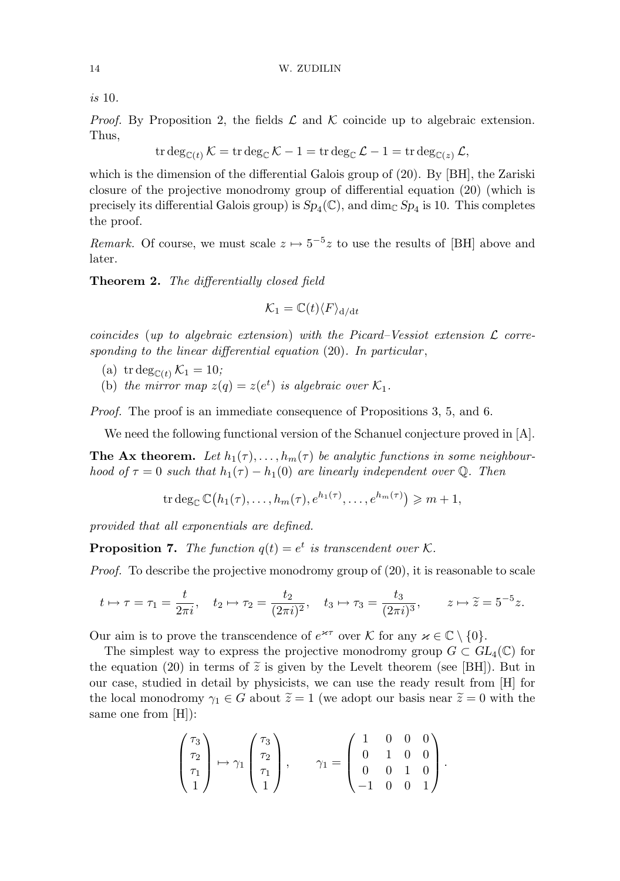*is* 10.

*Proof.* By Proposition 2, the fields $\mathcal{L}$ and $\mathcal{K}$ coincide up to algebraic extension. Thus,

$$\operatorname{tr}\deg_{\mathbb{C}(t)} \mathcal{K} = \operatorname{tr}\deg_{\mathbb{C}} \mathcal{K} - 1 = \operatorname{tr}\deg_{\mathbb{C}} \mathcal{L} - 1 = \operatorname{tr}\deg_{\mathbb{C}(z)} \mathcal{L},$$

which is the dimension of the differential Galois group of (20). By [BH], the Zariski closure of the projective monodromy group of differential equation (20) (which is precisely its differential Galois group) is $Sp_4(\mathbb{C})$, and $\dim_{\mathbb{C}} Sp_4$ is 10. This completes the proof.

*Remark.* Of course, we must scale $z \mapsto 5^{-5}z$ to use the results of [BH] above and later.

**Theorem 2.** *The differentially closed field*

$$\mathcal{K}_1 = \mathbb{C}(t)\langle F \rangle_{\mathrm{d}/\mathrm{d}t}$$

*coincides* (*up to algebraic extension*) *with the Picard–Vessiot extension $\mathcal{L}$ corresponding to the linear differential equation* (20). *In particular*,

(a) $\operatorname{tr}\deg_{\mathbb{C}(t)} \mathcal{K}_1 = 10$;
(b) *the mirror map $z(q) = z(e^t)$ is algebraic over $\mathcal{K}_1$.*

*Proof.* The proof is an immediate consequence of Propositions 3, 5, and 6.

We need the following functional version of the Schanuel conjecture proved in [A].

**The Ax theorem.** *Let $h_1(\tau), \dots, h_m(\tau)$ be analytic functions in some neighbourhood of $\tau = 0$ such that $h_1(\tau) - h_1(0)$ are linearly independent over $\mathbb{Q}$. Then*

$$\operatorname{tr}\deg_{\mathbb{C}} \mathbb{C}\big(h_1(\tau), \dots, h_m(\tau), e^{h_1(\tau)}, \dots, e^{h_m(\tau)}\big) \geqslant m + 1,$$

*provided that all exponentials are defined.*

**Proposition 7.** *The function $q(t) = e^t$ is transcendent over $\mathcal{K}$.*

*Proof.* To describe the projective monodromy group of (20), it is reasonable to scale

$$t \mapsto \tau = \tau_1 = \frac{t}{2\pi i}, \quad t_2 \mapsto \tau_2 = \frac{t_2}{(2\pi i)^2}, \quad t_3 \mapsto \tau_3 = \frac{t_3}{(2\pi i)^3}, \qquad z \mapsto \widetilde{z} = 5^{-5}z.$$

Our aim is to prove the transcendence of $e^{\varkappa\tau}$ over $\mathcal{K}$ for any $\varkappa \in \mathbb{C} \setminus \{0\}$.

The simplest way to express the projective monodromy group $G \subset GL_4(\mathbb{C})$ for the equation (20) in terms of $\widetilde{z}$ is given by the Levelt theorem (see [BH]). But in our case, studied in detail by physicists, we can use the ready result from [H] for the local monodromy $\gamma_1 \in G$ about $\widetilde{z} = 1$ (we adopt our basis near $\widetilde{z} = 0$ with the same one from [H]):

$$\begin{pmatrix} \tau_3 \\ \tau_2 \\ \tau_1 \\ 1 \end{pmatrix} \mapsto \gamma_1 \begin{pmatrix} \tau_3 \\ \tau_2 \\ \tau_1 \\ 1 \end{pmatrix}, \qquad \gamma_1 = \begin{pmatrix} 1 & 0 & 0 & 0 \\ 0 & 1 & 0 & 0 \\ 0 & 0 & 1 & 0 \\ -1 & 0 & 0 & 1 \end{pmatrix}.$$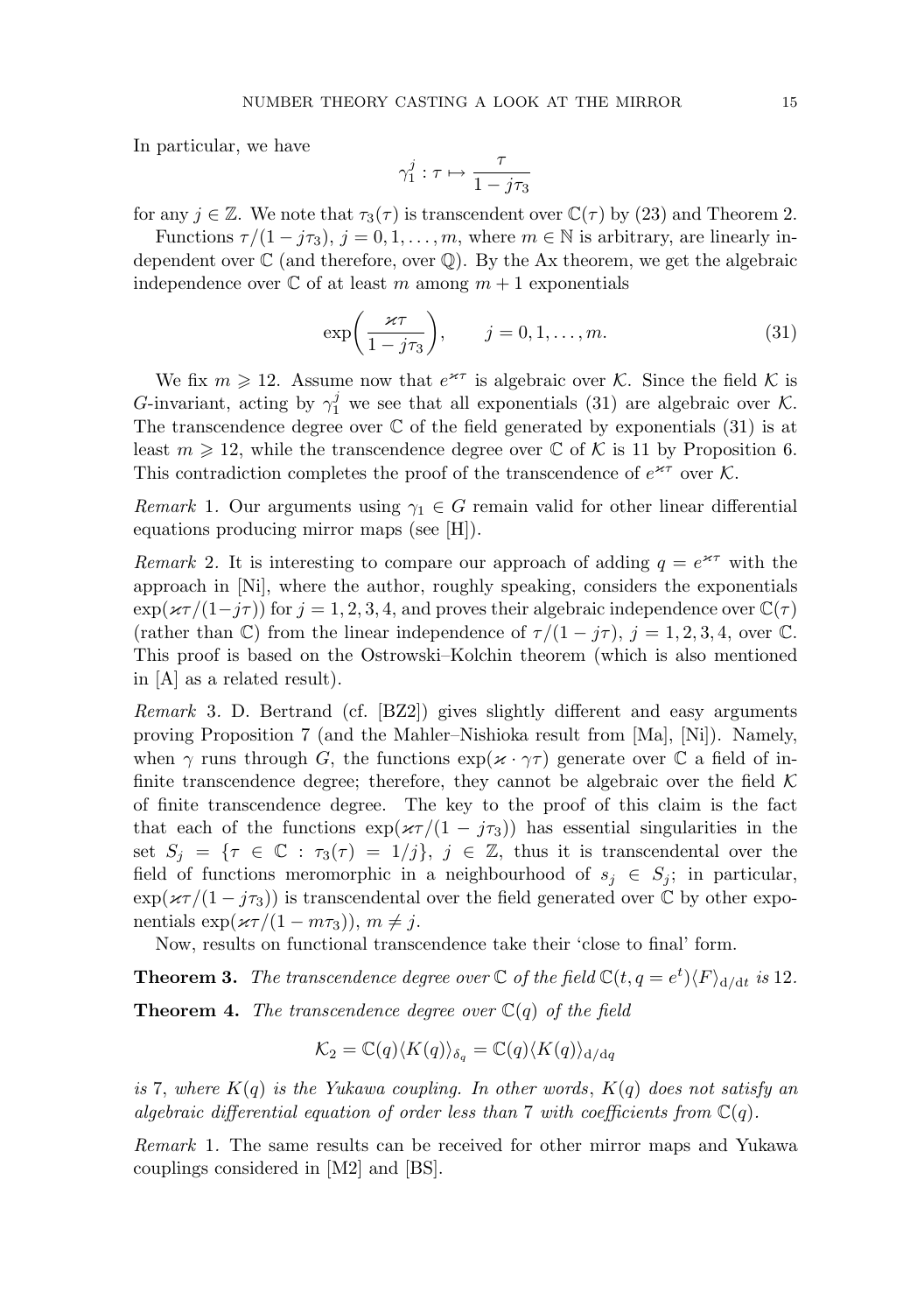In particular, we have

$$\gamma_1^j : \tau \mapsto \frac{\tau}{1 - j\tau_3}$$

for any $j \in \mathbb{Z}$. We note that $\tau_3(\tau)$ is transcendent over $\mathbb{C}(\tau)$ by (23) and Theorem 2.

Functions $\tau/(1 - j\tau_3)$, $j = 0, 1, \dots, m$, where $m \in \mathbb{N}$ is arbitrary, are linearly independent over $\mathbb{C}$ (and therefore, over $\mathbb{Q}$). By the Ax theorem, we get the algebraic independence over $\mathbb{C}$ of at least $m$ among $m + 1$ exponentials

$$\exp\biggl(\frac{\varkappa\tau}{1 - j\tau_3}\biggr), \qquad j = 0, 1, \dots, m. \tag{31}$$

We fix $m \geqslant 12$. Assume now that $e^{\varkappa\tau}$ is algebraic over $\mathcal{K}$. Since the field $\mathcal{K}$ is $G$-invariant, acting by $\gamma_1^j$ we see that all exponentials (31) are algebraic over $\mathcal{K}$. The transcendence degree over $\mathbb{C}$ of the field generated by exponentials (31) is at least $m \geqslant 12$, while the transcendence degree over $\mathbb{C}$ of $\mathcal{K}$ is 11 by Proposition 6. This contradiction completes the proof of the transcendence of $e^{\varkappa\tau}$ over $\mathcal{K}$.

*Remark* 1. Our arguments using $\gamma_1 \in G$ remain valid for other linear differential equations producing mirror maps (see [H]).

*Remark* 2. It is interesting to compare our approach of adding $q = e^{\varkappa\tau}$ with the approach in [Ni], where the author, roughly speaking, considers the exponentials $\exp(\varkappa\tau/(1-j\tau))$ for $j = 1, 2, 3, 4$, and proves their algebraic independence over $\mathbb{C}(\tau)$ (rather than $\mathbb{C}$) from the linear independence of $\tau/(1 - j\tau)$, $j = 1, 2, 3, 4$, over $\mathbb{C}$. This proof is based on the Ostrowski–Kolchin theorem (which is also mentioned in [A] as a related result).

*Remark* 3. D. Bertrand (cf. [BZ2]) gives slightly different and easy arguments proving Proposition 7 (and the Mahler–Nishioka result from [Ma], [Ni]). Namely, when $\gamma$ runs through $G$, the functions $\exp(\varkappa \cdot \gamma\tau)$ generate over $\mathbb{C}$ a field of infinite transcendence degree; therefore, they cannot be algebraic over the field $\mathcal{K}$ of finite transcendence degree. The key to the proof of this claim is the fact that each of the functions $\exp(\varkappa\tau/(1 - j\tau_3))$ has essential singularities in the set $S_j = \{\tau \in \mathbb{C} : \tau_3(\tau) = 1/j\}$, $j \in \mathbb{Z}$, thus it is transcendental over the field of functions meromorphic in a neighbourhood of $s_j \in S_j$; in particular, $\exp(\varkappa\tau/(1 - j\tau_3))$ is transcendental over the field generated over $\mathbb{C}$ by other exponentials $\exp(\varkappa\tau/(1 - m\tau_3))$, $m \neq j$.

Now, results on functional transcendence take their 'close to final' form.

**Theorem 3.** *The transcendence degree over $\mathbb{C}$ of the field $\mathbb{C}(t, q = e^t)\langle F\rangle_{\mathrm{d}/\mathrm{d}t}$ is* 12.

**Theorem 4.** *The transcendence degree over $\mathbb{C}(q)$ of the field*

$$\mathcal{K}_2 = \mathbb{C}(q)\langle K(q)\rangle_{\delta_q} = \mathbb{C}(q)\langle K(q)\rangle_{\mathrm{d}/\mathrm{d}q}$$

*is* 7, *where $K(q)$ is the Yukawa coupling. In other words*, *$K(q)$ does not satisfy an algebraic differential equation of order less than* 7 *with coefficients from $\mathbb{C}(q)$.*

*Remark* 1. The same results can be received for other mirror maps and Yukawa couplings considered in [M2] and [BS].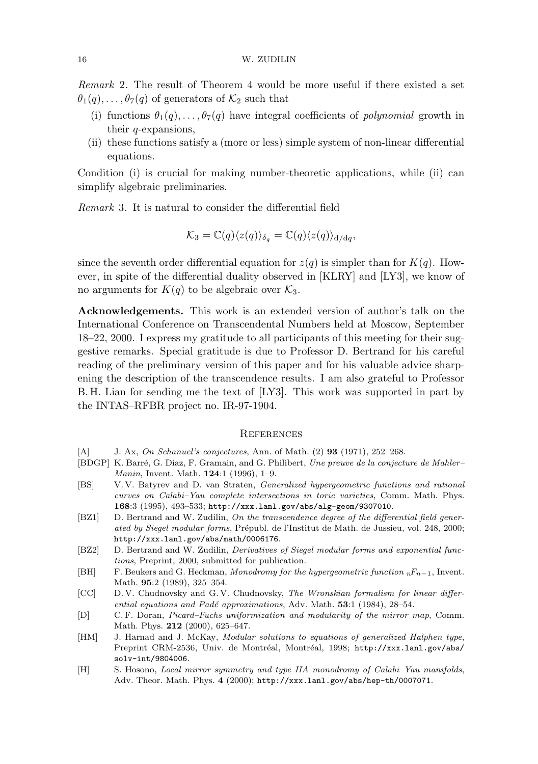*Remark* 2. The result of Theorem 4 would be more useful if there existed a set $\theta_1(q), \dots, \theta_7(q)$ of generators of $\mathcal{K}_2$ such that

(i) functions $\theta_1(q), \dots, \theta_7(q)$ have integral coefficients of *polynomial* growth in their $q$-expansions,

(ii) these functions satisfy a (more or less) simple system of non-linear differential equations.

Condition (i) is crucial for making number-theoretic applications, while (ii) can simplify algebraic preliminaries.

*Remark* 3. It is natural to consider the differential field

$$\mathcal{K}_3 = \mathbb{C}(q)\langle z(q)\rangle_{\delta_q} = \mathbb{C}(q)\langle z(q)\rangle_{\mathrm{d}/\mathrm{d}q},$$

since the seventh order differential equation for $z(q)$ is simpler than for $K(q)$. However, in spite of the differential duality observed in [KLRY] and [LY3], we know of no arguments for $K(q)$ to be algebraic over $\mathcal{K}_3$.

**Acknowledgements.** This work is an extended version of author's talk on the International Conference on Transcendental Numbers held at Moscow, September 18–22, 2000. I express my gratitude to all participants of this meeting for their suggestive remarks. Special gratitude is due to Professor D. Bertrand for his careful reading of the preliminary version of this paper and for his valuable advice sharpening the description of the transcendence results. I am also grateful to Professor B. H. Lian for sending me the text of [LY3]. This work was supported in part by the INTAS–RFBR project no. IR-97-1904.

## References

[A] J. Ax, *On Schanuel's conjectures*, Ann. of Math. (2) **93** (1971), 252–268.

[BDGP] K. Barré, G. Diaz, F. Gramain, and G. Philibert, *Une preuve de la conjecture de Mahler–Manin*, Invent. Math. **124**:1 (1996), 1–9.

[BS] V. V. Batyrev and D. van Straten, *Generalized hypergeometric functions and rational curves on Calabi–Yau complete intersections in toric varieties*, Comm. Math. Phys. **168**:3 (1995), 493–533; `http://xxx.lanl.gov/abs/alg-geom/9307010`.

[BZ1] D. Bertrand and W. Zudilin, *On the transcendence degree of the differential field generated by Siegel modular forms*, Prépubl. de l'Institut de Math. de Jussieu, vol. 248, 2000; `http://xxx.lanl.gov/abs/math/0006176`.

[BZ2] D. Bertrand and W. Zudilin, *Derivatives of Siegel modular forms and exponential functions*, Preprint, 2000, submitted for publication.

[BH] F. Beukers and G. Heckman, *Monodromy for the hypergeometric function ${}_nF_{n-1}$*, Invent. Math. **95**:2 (1989), 325–354.

[CC] D. V. Chudnovsky and G. V. Chudnovsky, *The Wronskian formalism for linear differential equations and Padé approximations*, Adv. Math. **53**:1 (1984), 28–54.

[D] C. F. Doran, *Picard–Fuchs uniformization and modularity of the mirror map*, Comm. Math. Phys. **212** (2000), 625–647.

[HM] J. Harnad and J. McKay, *Modular solutions to equations of generalized Halphen type*, Preprint CRM-2536, Univ. de Montréal, Montréal, 1998; `http://xxx.lanl.gov/abs/solv-int/9804006`.

[H] S. Hosono, *Local mirror symmetry and type IIA monodromy of Calabi–Yau manifolds*, Adv. Theor. Math. Phys. **4** (2000); `http://xxx.lanl.gov/abs/hep-th/0007071`.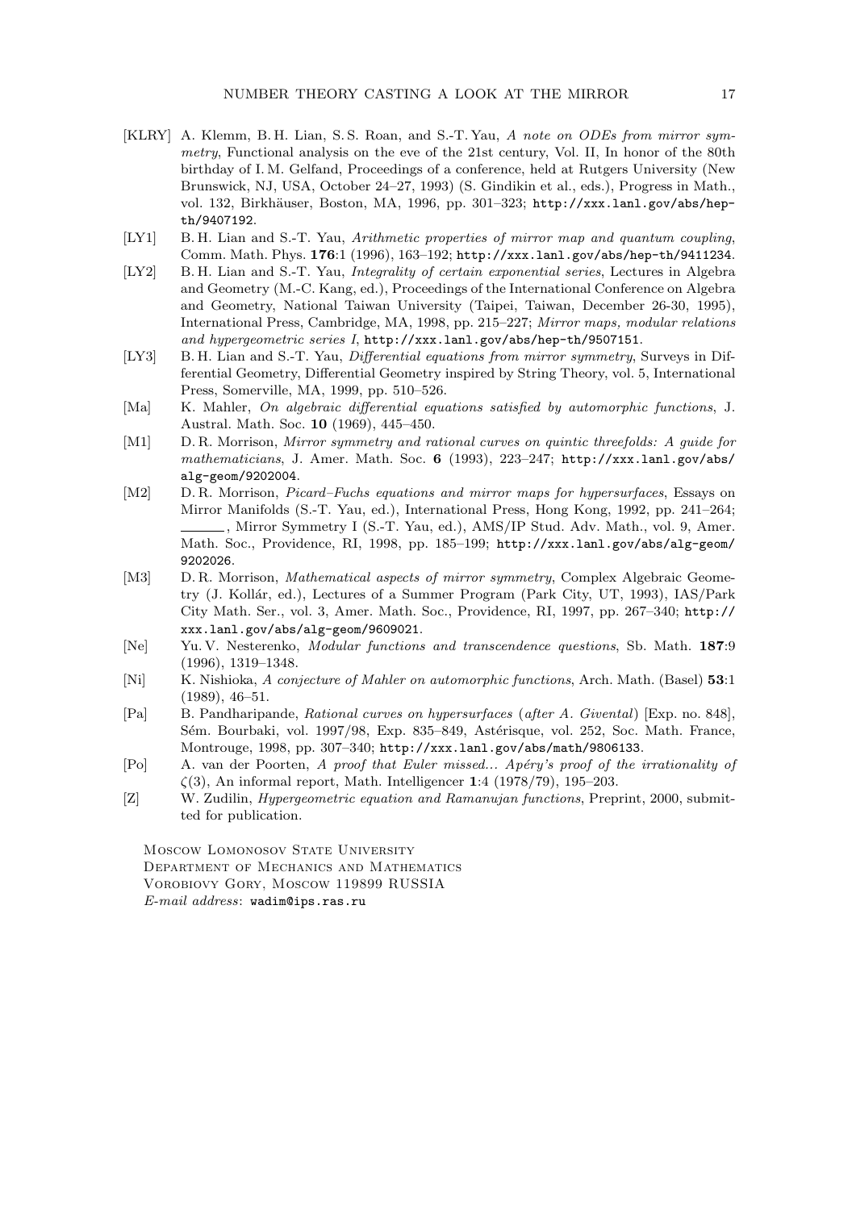[KLRY] A. Klemm, B. H. Lian, S. S. Roan, and S.-T. Yau, *A note on ODEs from mirror symmetry*, Functional analysis on the eve of the 21st century, Vol. II, In honor of the 80th birthday of I. M. Gelfand, Proceedings of a conference, held at Rutgers University (New Brunswick, NJ, USA, October 24–27, 1993) (S. Gindikin et al., eds.), Progress in Math., vol. 132, Birkhäuser, Boston, MA, 1996, pp. 301–323; `http://xxx.lanl.gov/abs/hep-th/9407192`.

[LY1] B. H. Lian and S.-T. Yau, *Arithmetic properties of mirror map and quantum coupling*, Comm. Math. Phys. **176**:1 (1996), 163–192; `http://xxx.lanl.gov/abs/hep-th/9411234`.

[LY2] B. H. Lian and S.-T. Yau, *Integrality of certain exponential series*, Lectures in Algebra and Geometry (M.-C. Kang, ed.), Proceedings of the International Conference on Algebra and Geometry, National Taiwan University (Taipei, Taiwan, December 26-30, 1995), International Press, Cambridge, MA, 1998, pp. 215–227; *Mirror maps, modular relations and hypergeometric series I*, `http://xxx.lanl.gov/abs/hep-th/9507151`.

[LY3] B. H. Lian and S.-T. Yau, *Differential equations from mirror symmetry*, Surveys in Differential Geometry, Differential Geometry inspired by String Theory, vol. 5, International Press, Somerville, MA, 1999, pp. 510–526.

[Ma] K. Mahler, *On algebraic differential equations satisfied by automorphic functions*, J. Austral. Math. Soc. **10** (1969), 445–450.

[M1] D. R. Morrison, *Mirror symmetry and rational curves on quintic threefolds: A guide for mathematicians*, J. Amer. Math. Soc. **6** (1993), 223–247; `http://xxx.lanl.gov/abs/alg-geom/9202004`.

[M2] D. R. Morrison, *Picard–Fuchs equations and mirror maps for hypersurfaces*, Essays on Mirror Manifolds (S.-T. Yau, ed.), International Press, Hong Kong, 1992, pp. 241–264; ______, Mirror Symmetry I (S.-T. Yau, ed.), AMS/IP Stud. Adv. Math., vol. 9, Amer. Math. Soc., Providence, RI, 1998, pp. 185–199; `http://xxx.lanl.gov/abs/alg-geom/9202026`.

[M3] D. R. Morrison, *Mathematical aspects of mirror symmetry*, Complex Algebraic Geometry (J. Kollár, ed.), Lectures of a Summer Program (Park City, UT, 1993), IAS/Park City Math. Ser., vol. 3, Amer. Math. Soc., Providence, RI, 1997, pp. 267–340; `http://xxx.lanl.gov/abs/alg-geom/9609021`.

[Ne] Yu. V. Nesterenko, *Modular functions and transcendence questions*, Sb. Math. **187**:9 (1996), 1319–1348.

[Ni] K. Nishioka, *A conjecture of Mahler on automorphic functions*, Arch. Math. (Basel) **53**:1 (1989), 46–51.

[Pa] B. Pandharipande, *Rational curves on hypersurfaces* (*after A. Givental*) [Exp. no. 848], Sém. Bourbaki, vol. 1997/98, Exp. 835–849, Astérisque, vol. 252, Soc. Math. France, Montrouge, 1998, pp. 307–340; `http://xxx.lanl.gov/abs/math/9806133`.

[Po] A. van der Poorten, *A proof that Euler missed... Apéry's proof of the irrationality of* $\zeta(3)$, An informal report, Math. Intelligencer **1**:4 (1978/79), 195–203.

[Z] W. Zudilin, *Hypergeometric equation and Ramanujan functions*, Preprint, 2000, submitted for publication.

Moscow Lomonosov State University
Department of Mechanics and Mathematics
Vorobiovy Gory, Moscow 119899 RUSSIA
*E-mail address*: `wadim@ips.ras.ru`